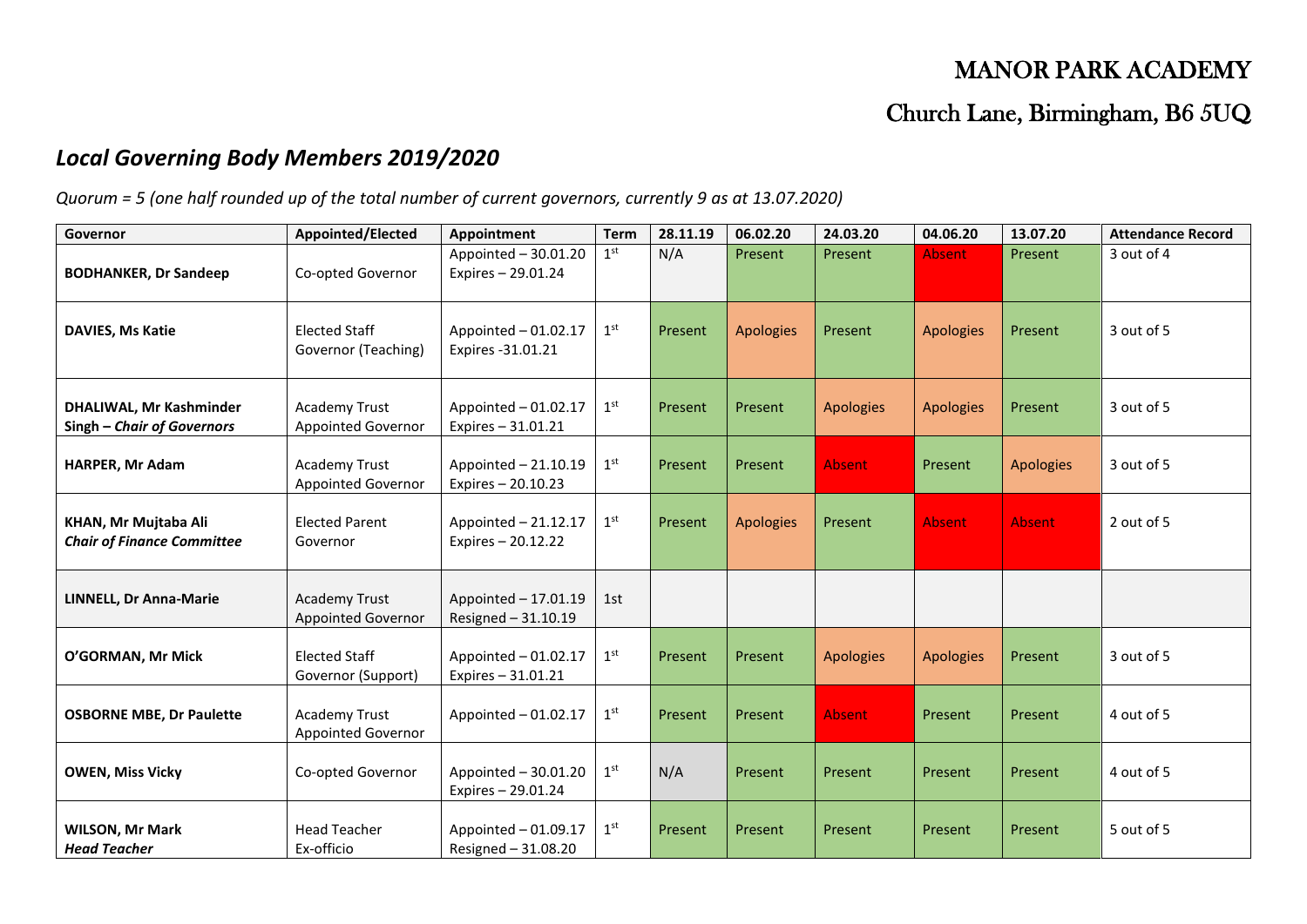# MANOR PARK ACADEMY

## Church Lane, Birmingham, B6 5UQ

## *Local Governing Body Members 2019/2020*

*Quorum = 5 (one half rounded up of the total number of current governors, currently 9 as at 13.07.2020)*

| Governor | Appointed/Elected | Appointment | Term | 28.11.19 | 06.02.20 | 24.03.20 | 04.06.20 | 13.07.20 | Attendance Record |
|---|---|---|---|---|---|---|---|---|---|
| **BODHANKER, Dr Sandeep** | Co-opted Governor | Appointed – 30.01.20 Expires – 29.01.24 | 1st | N/A | Present | Present | Absent | Present | 3 out of 4 |
| **DAVIES, Ms Katie** | Elected Staff Governor (Teaching) | Appointed – 01.02.17 Expires -31.01.21 | 1st | Present | Apologies | Present | Apologies | Present | 3 out of 5 |
| **DHALIWAL, Mr Kashminder Singh – *Chair of Governors*** | Academy Trust Appointed Governor | Appointed – 01.02.17 Expires – 31.01.21 | 1st | Present | Present | Apologies | Apologies | Present | 3 out of 5 |
| **HARPER, Mr Adam** | Academy Trust Appointed Governor | Appointed – 21.10.19 Expires – 20.10.23 | 1st | Present | Present | Absent | Present | Apologies | 3 out of 5 |
| **KHAN, Mr Mujtaba Ali *Chair of Finance Committee*** | Elected Parent Governor | Appointed – 21.12.17 Expires – 20.12.22 | 1st | Present | Apologies | Present | Absent | Absent | 2 out of 5 |
| **LINNELL, Dr Anna-Marie** | Academy Trust Appointed Governor | Appointed – 17.01.19 Resigned – 31.10.19 | 1st | | | | | | |
| **O'GORMAN, Mr Mick** | Elected Staff Governor (Support) | Appointed – 01.02.17 Expires – 31.01.21 | 1st | Present | Present | Apologies | Apologies | Present | 3 out of 5 |
| **OSBORNE MBE, Dr Paulette** | Academy Trust Appointed Governor | Appointed – 01.02.17 | 1st | Present | Present | Absent | Present | Present | 4 out of 5 |
| **OWEN, Miss Vicky** | Co-opted Governor | Appointed – 30.01.20 Expires – 29.01.24 | 1st | N/A | Present | Present | Present | Present | 4 out of 5 |
| **WILSON, Mr Mark *Head Teacher*** | Head Teacher Ex-officio | Appointed – 01.09.17 Resigned – 31.08.20 | 1st | Present | Present | Present | Present | Present | 5 out of 5 |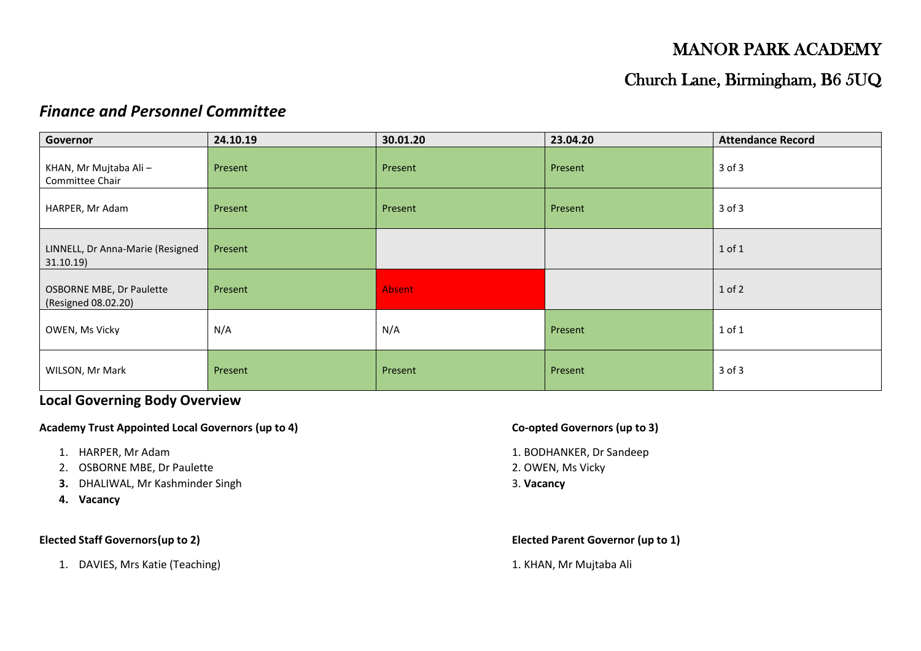# MANOR PARK ACADEMY

## Church Lane, Birmingham, B6 5UQ

## *Finance and Personnel Committee*

| Governor | 24.10.19 | 30.01.20 | 23.04.20 | Attendance Record |
|---|---|---|---|---|
| KHAN, Mr Mujtaba Ali – Committee Chair | Present | Present | Present | 3 of 3 |
| HARPER, Mr Adam | Present | Present | Present | 3 of 3 |
| LINNELL, Dr Anna-Marie (Resigned 31.10.19) | Present | | | 1 of 1 |
| OSBORNE MBE, Dr Paulette (Resigned 08.02.20) | Present | Absent | | 1 of 2 |
| OWEN, Ms Vicky | N/A | N/A | Present | 1 of 1 |
| WILSON, Mr Mark | Present | Present | Present | 3 of 3 |

## Local Governing Body Overview

**Academy Trust Appointed Local Governors (up to 4)**

1. HARPER, Mr Adam
2. OSBORNE MBE, Dr Paulette
3. DHALIWAL, Mr Kashminder Singh
4. **Vacancy**

**Co-opted Governors (up to 3)**

1. BODHANKER, Dr Sandeep
2. OWEN, Ms Vicky
3. **Vacancy**

**Elected Staff Governors(up to 2)**

1. DAVIES, Mrs Katie (Teaching)

**Elected Parent Governor (up to 1)**

1. KHAN, Mr Mujtaba Ali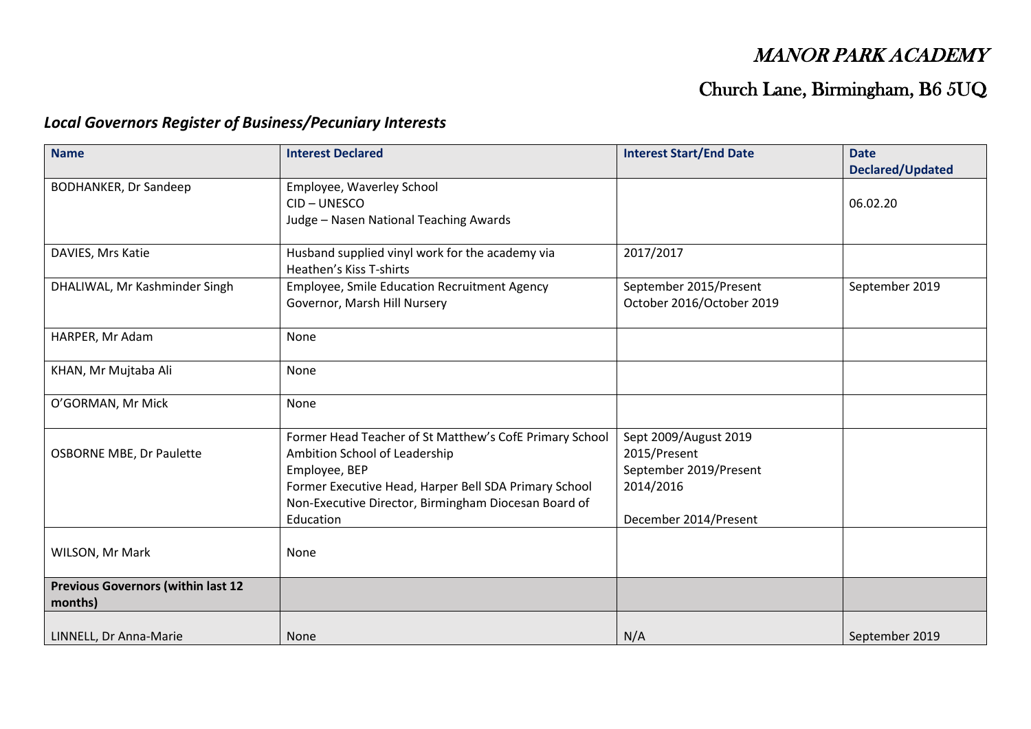# MANOR PARK ACADEMY

## Church Lane, Birmingham, B6 5UQ

### *Local Governors Register of Business/Pecuniary Interests*

| Name | Interest Declared | Interest Start/End Date | Date Declared/Updated |
|---|---|---|---|
| BODHANKER, Dr Sandeep | Employee, Waverley School<br>CID – UNESCO<br>Judge – Nasen National Teaching Awards | | 06.02.20 |
| DAVIES, Mrs Katie | Husband supplied vinyl work for the academy via Heathen's Kiss T-shirts | 2017/2017 | |
| DHALIWAL, Mr Kashminder Singh | Employee, Smile Education Recruitment Agency<br>Governor, Marsh Hill Nursery | September 2015/Present<br>October 2016/October 2019 | September 2019 |
| HARPER, Mr Adam | None | | |
| KHAN, Mr Mujtaba Ali | None | | |
| O'GORMAN, Mr Mick | None | | |
| OSBORNE MBE, Dr Paulette | Former Head Teacher of St Matthew's CofE Primary School<br>Ambition School of Leadership<br>Employee, BEP<br>Former Executive Head, Harper Bell SDA Primary School<br>Non-Executive Director, Birmingham Diocesan Board of Education | Sept 2009/August 2019<br>2015/Present<br>September 2019/Present<br>2014/2016<br>December 2014/Present | |
| WILSON, Mr Mark | None | | |
| **Previous Governors (within last 12 months)** | | | |
| LINNELL, Dr Anna-Marie | None | N/A | September 2019 |